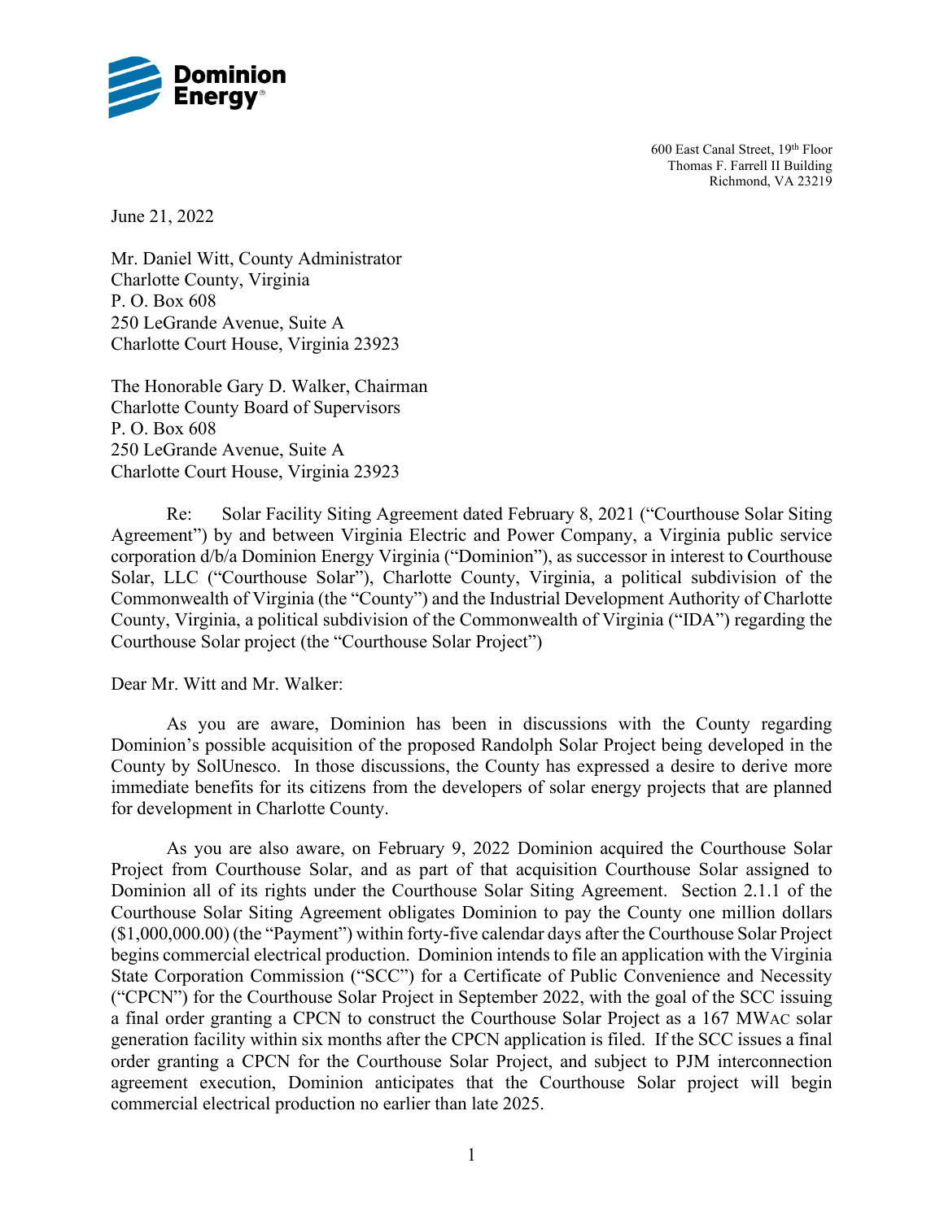**Dominion Energy**

600 East Canal Street, 19th Floor
Thomas F. Farrell II Building
Richmond, VA 23219

June 21, 2022

Mr. Daniel Witt, County Administrator
Charlotte County, Virginia
P. O. Box 608
250 LeGrande Avenue, Suite A
Charlotte Court House, Virginia 23923

The Honorable Gary D. Walker, Chairman
Charlotte County Board of Supervisors
P. O. Box 608
250 LeGrande Avenue, Suite A
Charlotte Court House, Virginia 23923

Re: Solar Facility Siting Agreement dated February 8, 2021 ("Courthouse Solar Siting Agreement") by and between Virginia Electric and Power Company, a Virginia public service corporation d/b/a Dominion Energy Virginia ("Dominion"), as successor in interest to Courthouse Solar, LLC ("Courthouse Solar"), Charlotte County, Virginia, a political subdivision of the Commonwealth of Virginia (the "County") and the Industrial Development Authority of Charlotte County, Virginia, a political subdivision of the Commonwealth of Virginia ("IDA") regarding the Courthouse Solar project (the "Courthouse Solar Project")

Dear Mr. Witt and Mr. Walker:

As you are aware, Dominion has been in discussions with the County regarding Dominion's possible acquisition of the proposed Randolph Solar Project being developed in the County by SolUnesco. In those discussions, the County has expressed a desire to derive more immediate benefits for its citizens from the developers of solar energy projects that are planned for development in Charlotte County.

As you are also aware, on February 9, 2022 Dominion acquired the Courthouse Solar Project from Courthouse Solar, and as part of that acquisition Courthouse Solar assigned to Dominion all of its rights under the Courthouse Solar Siting Agreement. Section 2.1.1 of the Courthouse Solar Siting Agreement obligates Dominion to pay the County one million dollars ($1,000,000.00) (the "Payment") within forty-five calendar days after the Courthouse Solar Project begins commercial electrical production. Dominion intends to file an application with the Virginia State Corporation Commission ("SCC") for a Certificate of Public Convenience and Necessity ("CPCN") for the Courthouse Solar Project in September 2022, with the goal of the SCC issuing a final order granting a CPCN to construct the Courthouse Solar Project as a 167 MWAC solar generation facility within six months after the CPCN application is filed. If the SCC issues a final order granting a CPCN for the Courthouse Solar Project, and subject to PJM interconnection agreement execution, Dominion anticipates that the Courthouse Solar project will begin commercial electrical production no earlier than late 2025.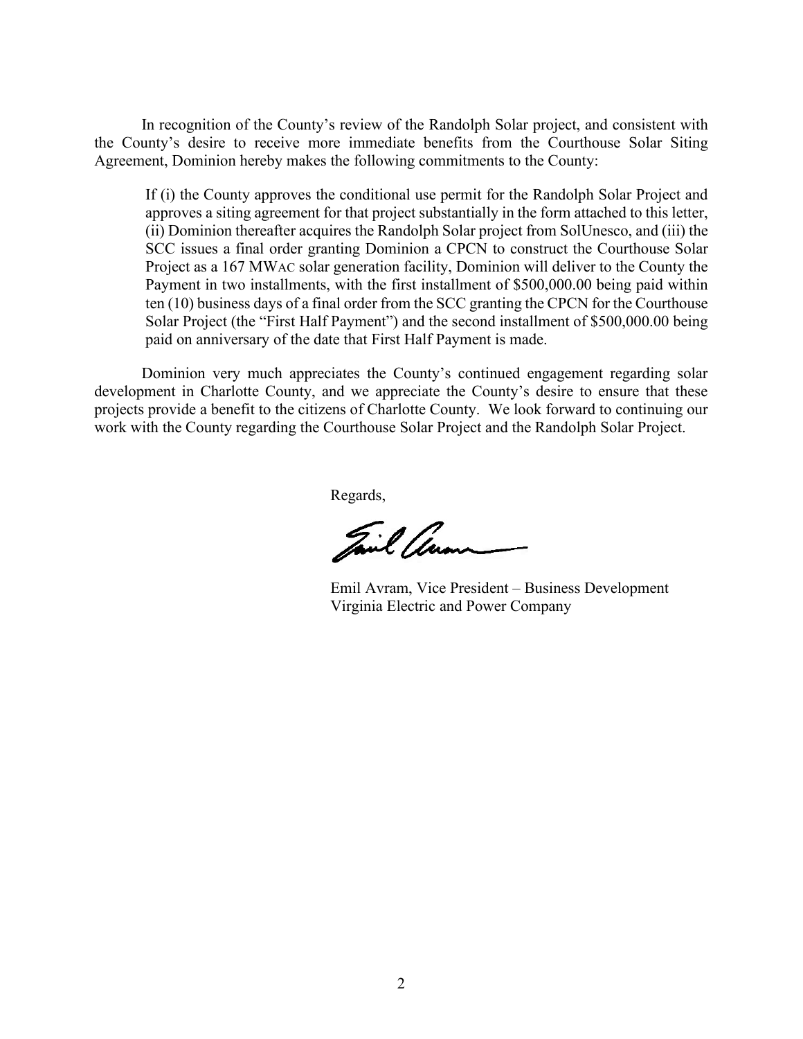In recognition of the County's review of the Randolph Solar project, and consistent with the County's desire to receive more immediate benefits from the Courthouse Solar Siting Agreement, Dominion hereby makes the following commitments to the County:

> If (i) the County approves the conditional use permit for the Randolph Solar Project and approves a siting agreement for that project substantially in the form attached to this letter, (ii) Dominion thereafter acquires the Randolph Solar project from SolUnesco, and (iii) the SCC issues a final order granting Dominion a CPCN to construct the Courthouse Solar Project as a 167 MWAC solar generation facility, Dominion will deliver to the County the Payment in two installments, with the first installment of $500,000.00 being paid within ten (10) business days of a final order from the SCC granting the CPCN for the Courthouse Solar Project (the "First Half Payment") and the second installment of $500,000.00 being paid on anniversary of the date that First Half Payment is made.

Dominion very much appreciates the County's continued engagement regarding solar development in Charlotte County, and we appreciate the County's desire to ensure that these projects provide a benefit to the citizens of Charlotte County. We look forward to continuing our work with the County regarding the Courthouse Solar Project and the Randolph Solar Project.

Regards,

Emil Avram, Vice President – Business Development
Virginia Electric and Power Company